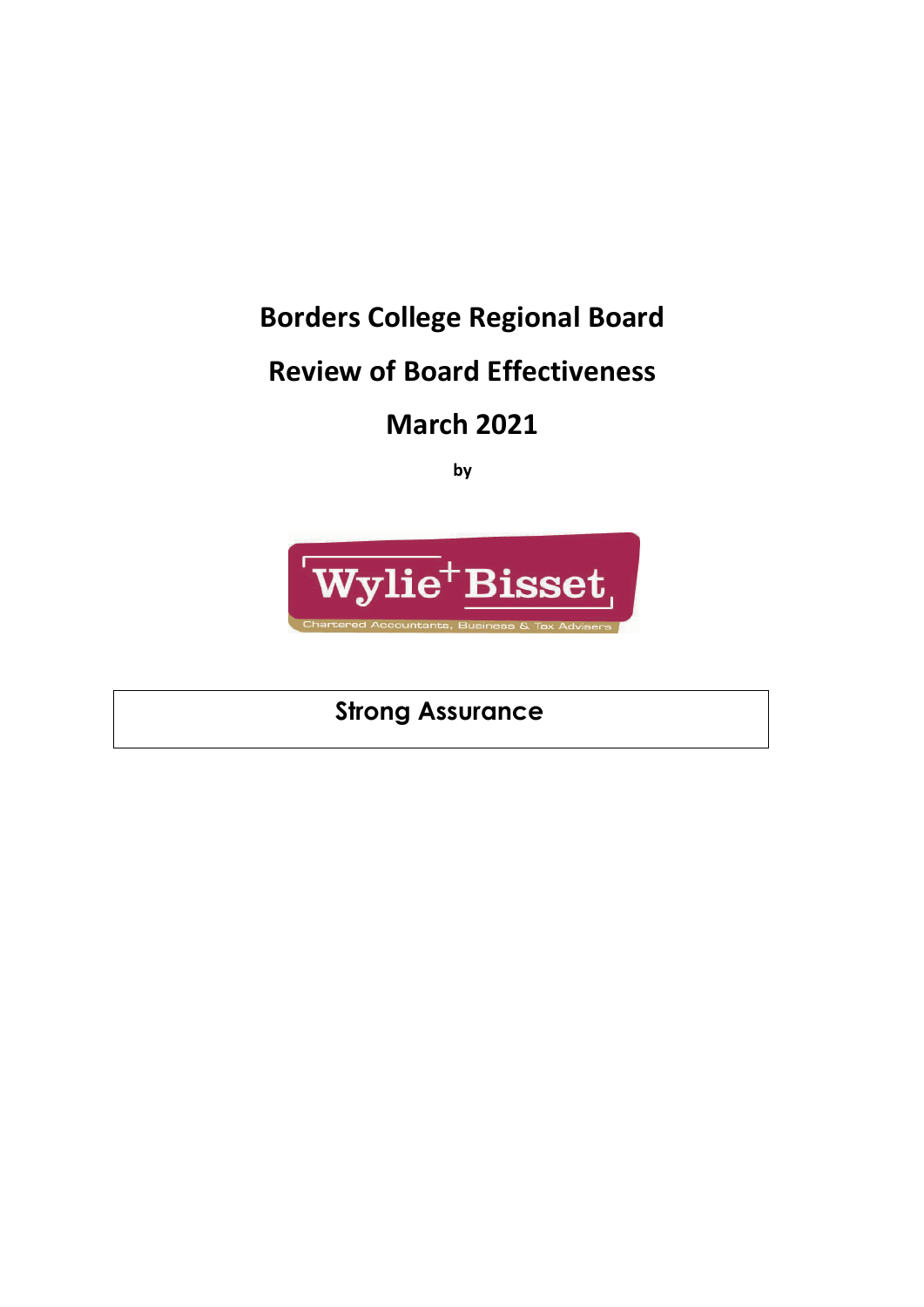# Borders College Regional Board

# Review of Board Effectiveness

# March 2021

**by**

Wylie+Bisset

Chartered Accountants, Business & Tax Advisers

**Strong Assurance**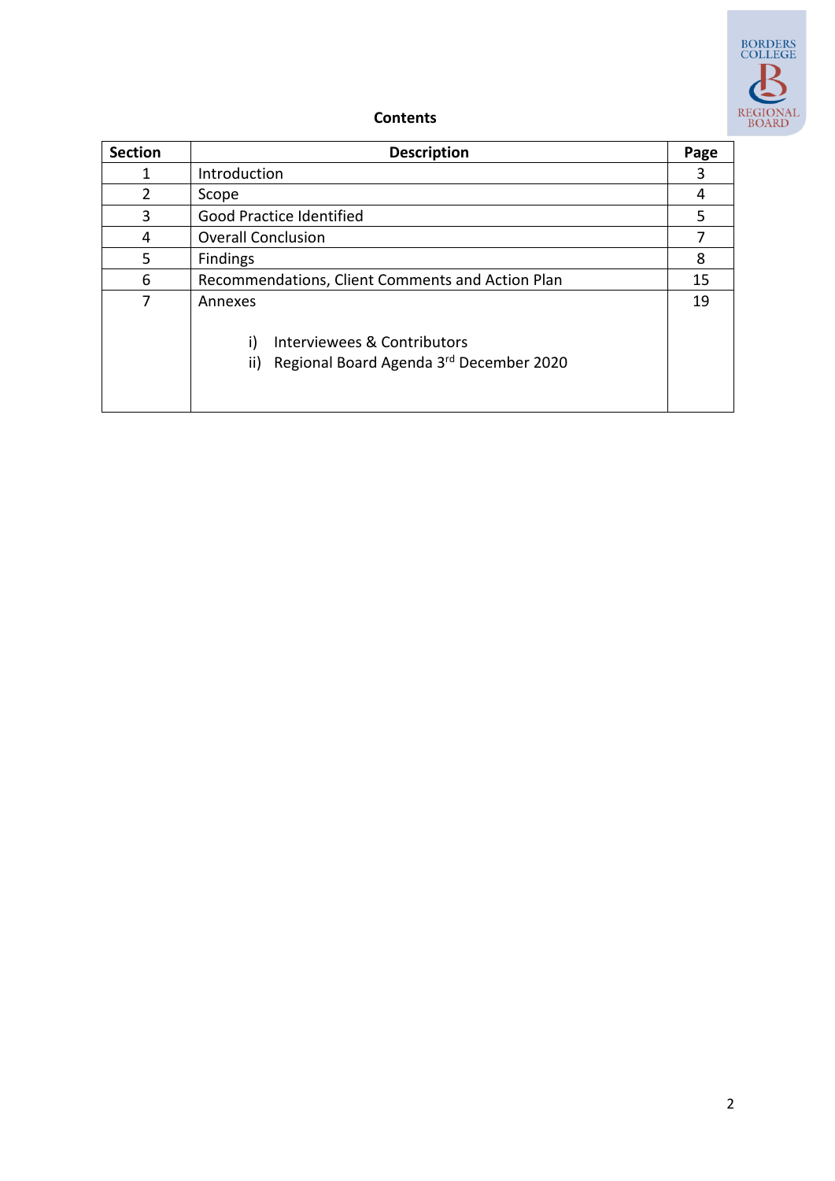**Contents**

| Section | Description | Page |
|---|---|---|
| 1 | Introduction | 3 |
| 2 | Scope | 4 |
| 3 | Good Practice Identified | 5 |
| 4 | Overall Conclusion | 7 |
| 5 | Findings | 8 |
| 6 | Recommendations, Client Comments and Action Plan | 15 |
| 7 | Annexes<br><br>i) Interviewees & Contributors<br>ii) Regional Board Agenda 3rd December 2020 | 19 |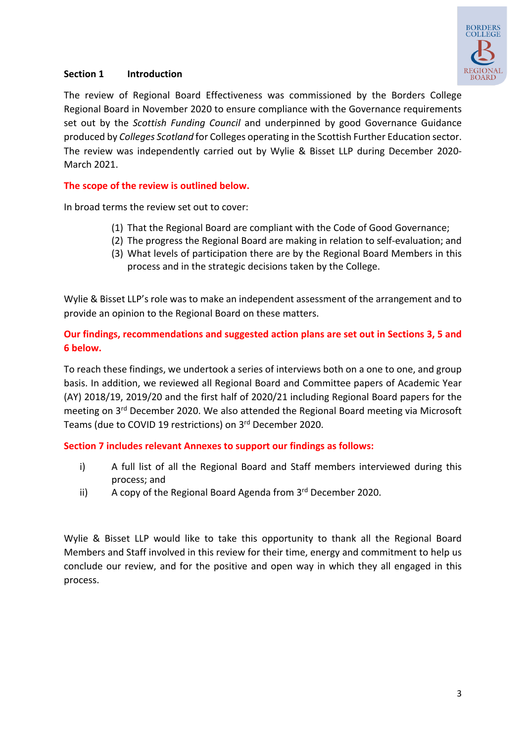## Section 1 Introduction

The review of Regional Board Effectiveness was commissioned by the Borders College Regional Board in November 2020 to ensure compliance with the Governance requirements set out by the *Scottish Funding Council* and underpinned by good Governance Guidance produced by *Colleges Scotland* for Colleges operating in the Scottish Further Education sector. The review was independently carried out by Wylie & Bisset LLP during December 2020-March 2021.

**The scope of the review is outlined below.**

In broad terms the review set out to cover:

(1) That the Regional Board are compliant with the Code of Good Governance;
(2) The progress the Regional Board are making in relation to self-evaluation; and
(3) What levels of participation there are by the Regional Board Members in this process and in the strategic decisions taken by the College.

Wylie & Bisset LLP's role was to make an independent assessment of the arrangement and to provide an opinion to the Regional Board on these matters.

**Our findings, recommendations and suggested action plans are set out in Sections 3, 5 and 6 below.**

To reach these findings, we undertook a series of interviews both on a one to one, and group basis. In addition, we reviewed all Regional Board and Committee papers of Academic Year (AY) 2018/19, 2019/20 and the first half of 2020/21 including Regional Board papers for the meeting on 3rd December 2020. We also attended the Regional Board meeting via Microsoft Teams (due to COVID 19 restrictions) on 3rd December 2020.

**Section 7 includes relevant Annexes to support our findings as follows:**

i) A full list of all the Regional Board and Staff members interviewed during this process; and
ii) A copy of the Regional Board Agenda from 3rd December 2020.

Wylie & Bisset LLP would like to take this opportunity to thank all the Regional Board Members and Staff involved in this review for their time, energy and commitment to help us conclude our review, and for the positive and open way in which they all engaged in this process.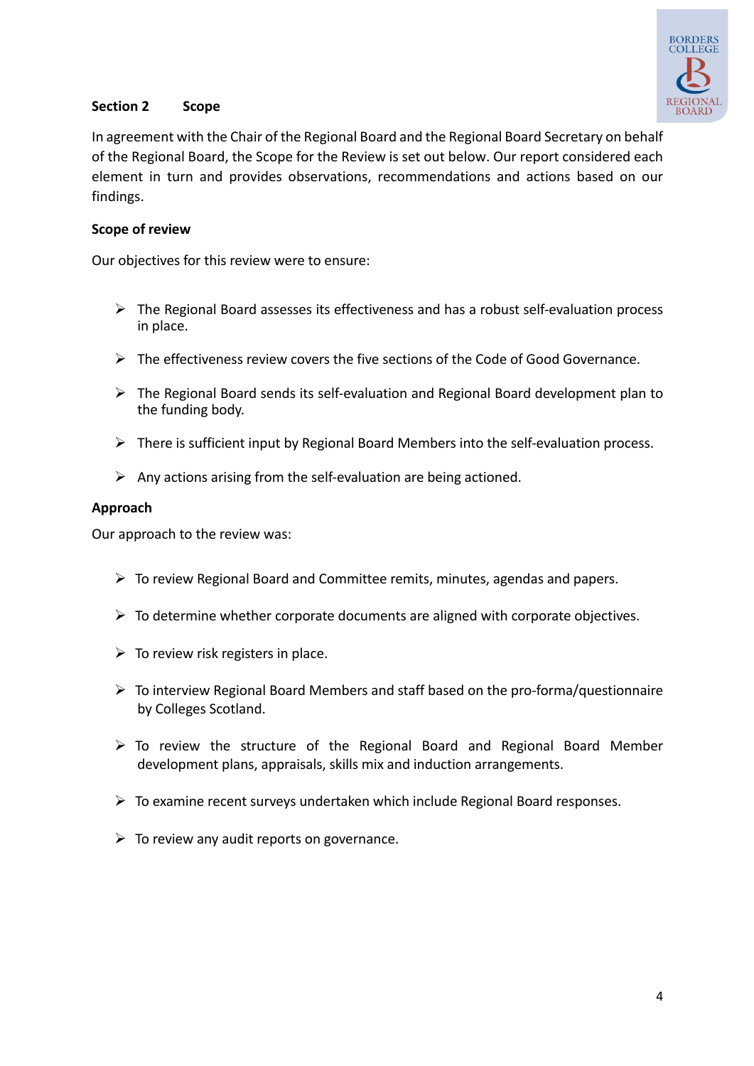## Section 2 Scope

In agreement with the Chair of the Regional Board and the Regional Board Secretary on behalf of the Regional Board, the Scope for the Review is set out below. Our report considered each element in turn and provides observations, recommendations and actions based on our findings.

### Scope of review

Our objectives for this review were to ensure:

- The Regional Board assesses its effectiveness and has a robust self-evaluation process in place.
- The effectiveness review covers the five sections of the Code of Good Governance.
- The Regional Board sends its self-evaluation and Regional Board development plan to the funding body.
- There is sufficient input by Regional Board Members into the self-evaluation process.
- Any actions arising from the self-evaluation are being actioned.

### Approach

Our approach to the review was:

- To review Regional Board and Committee remits, minutes, agendas and papers.
- To determine whether corporate documents are aligned with corporate objectives.
- To review risk registers in place.
- To interview Regional Board Members and staff based on the pro-forma/questionnaire by Colleges Scotland.
- To review the structure of the Regional Board and Regional Board Member development plans, appraisals, skills mix and induction arrangements.
- To examine recent surveys undertaken which include Regional Board responses.
- To review any audit reports on governance.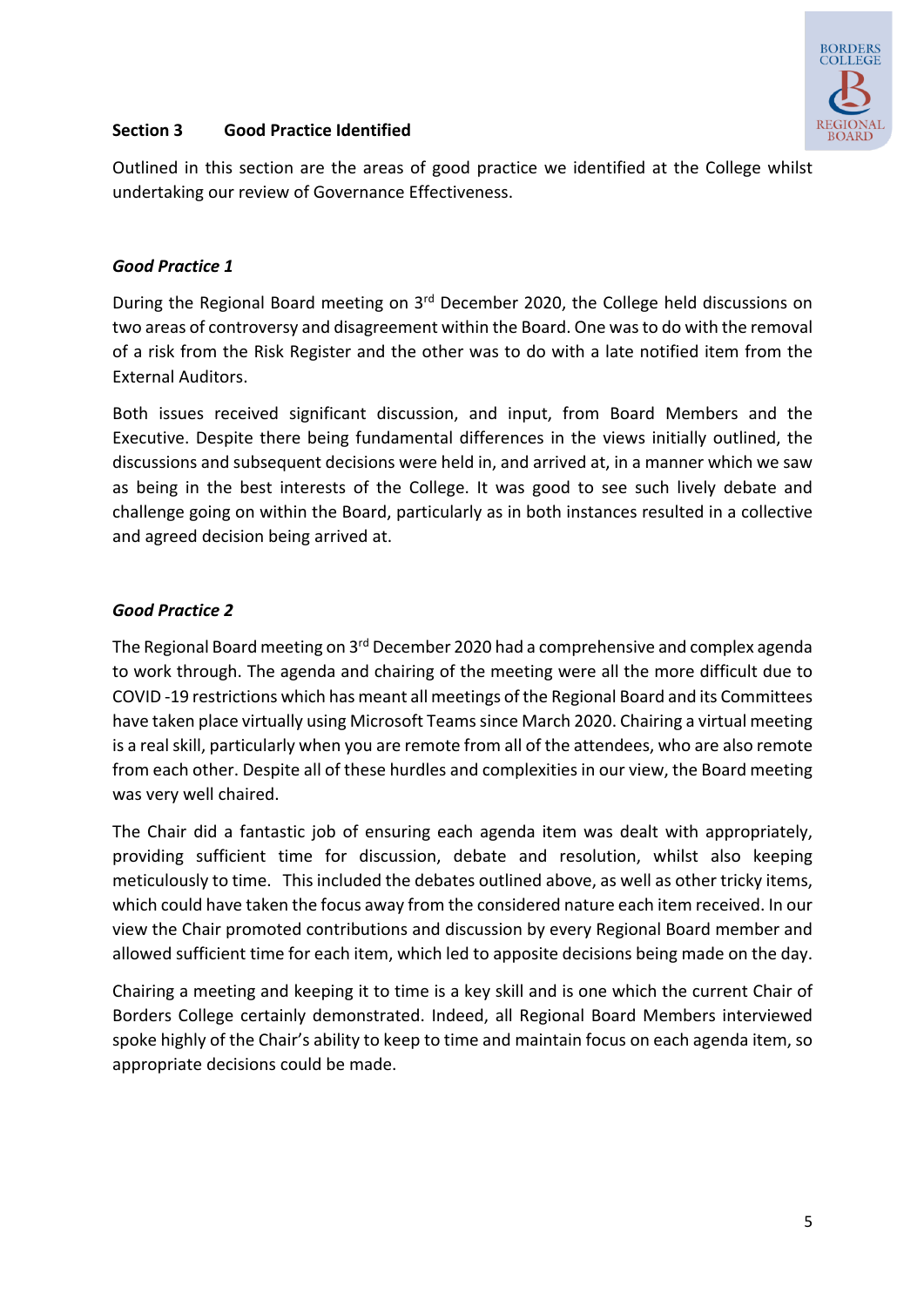## Section 3 Good Practice Identified

Outlined in this section are the areas of good practice we identified at the College whilst undertaking our review of Governance Effectiveness.

### *Good Practice 1*

During the Regional Board meeting on 3rd December 2020, the College held discussions on two areas of controversy and disagreement within the Board. One was to do with the removal of a risk from the Risk Register and the other was to do with a late notified item from the External Auditors.

Both issues received significant discussion, and input, from Board Members and the Executive. Despite there being fundamental differences in the views initially outlined, the discussions and subsequent decisions were held in, and arrived at, in a manner which we saw as being in the best interests of the College. It was good to see such lively debate and challenge going on within the Board, particularly as in both instances resulted in a collective and agreed decision being arrived at.

### *Good Practice 2*

The Regional Board meeting on 3rd December 2020 had a comprehensive and complex agenda to work through. The agenda and chairing of the meeting were all the more difficult due to COVID -19 restrictions which has meant all meetings of the Regional Board and its Committees have taken place virtually using Microsoft Teams since March 2020. Chairing a virtual meeting is a real skill, particularly when you are remote from all of the attendees, who are also remote from each other. Despite all of these hurdles and complexities in our view, the Board meeting was very well chaired.

The Chair did a fantastic job of ensuring each agenda item was dealt with appropriately, providing sufficient time for discussion, debate and resolution, whilst also keeping meticulously to time. This included the debates outlined above, as well as other tricky items, which could have taken the focus away from the considered nature each item received. In our view the Chair promoted contributions and discussion by every Regional Board member and allowed sufficient time for each item, which led to apposite decisions being made on the day.

Chairing a meeting and keeping it to time is a key skill and is one which the current Chair of Borders College certainly demonstrated. Indeed, all Regional Board Members interviewed spoke highly of the Chair's ability to keep to time and maintain focus on each agenda item, so appropriate decisions could be made.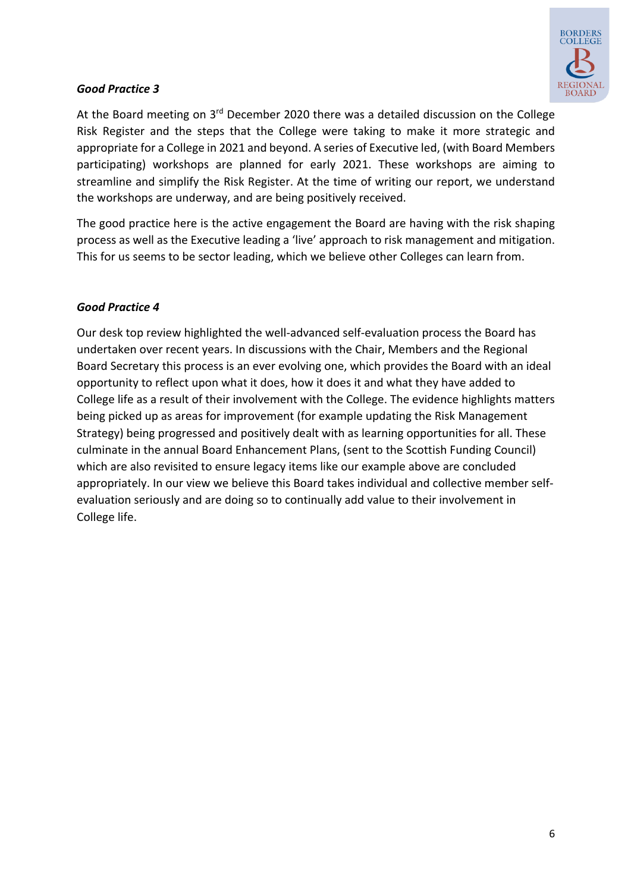***Good Practice 3***

At the Board meeting on 3rd December 2020 there was a detailed discussion on the College Risk Register and the steps that the College were taking to make it more strategic and appropriate for a College in 2021 and beyond. A series of Executive led, (with Board Members participating) workshops are planned for early 2021. These workshops are aiming to streamline and simplify the Risk Register. At the time of writing our report, we understand the workshops are underway, and are being positively received.

The good practice here is the active engagement the Board are having with the risk shaping process as well as the Executive leading a 'live' approach to risk management and mitigation. This for us seems to be sector leading, which we believe other Colleges can learn from.

***Good Practice 4***

Our desk top review highlighted the well-advanced self-evaluation process the Board has undertaken over recent years. In discussions with the Chair, Members and the Regional Board Secretary this process is an ever evolving one, which provides the Board with an ideal opportunity to reflect upon what it does, how it does it and what they have added to College life as a result of their involvement with the College. The evidence highlights matters being picked up as areas for improvement (for example updating the Risk Management Strategy) being progressed and positively dealt with as learning opportunities for all. These culminate in the annual Board Enhancement Plans, (sent to the Scottish Funding Council) which are also revisited to ensure legacy items like our example above are concluded appropriately. In our view we believe this Board takes individual and collective member self-evaluation seriously and are doing so to continually add value to their involvement in College life.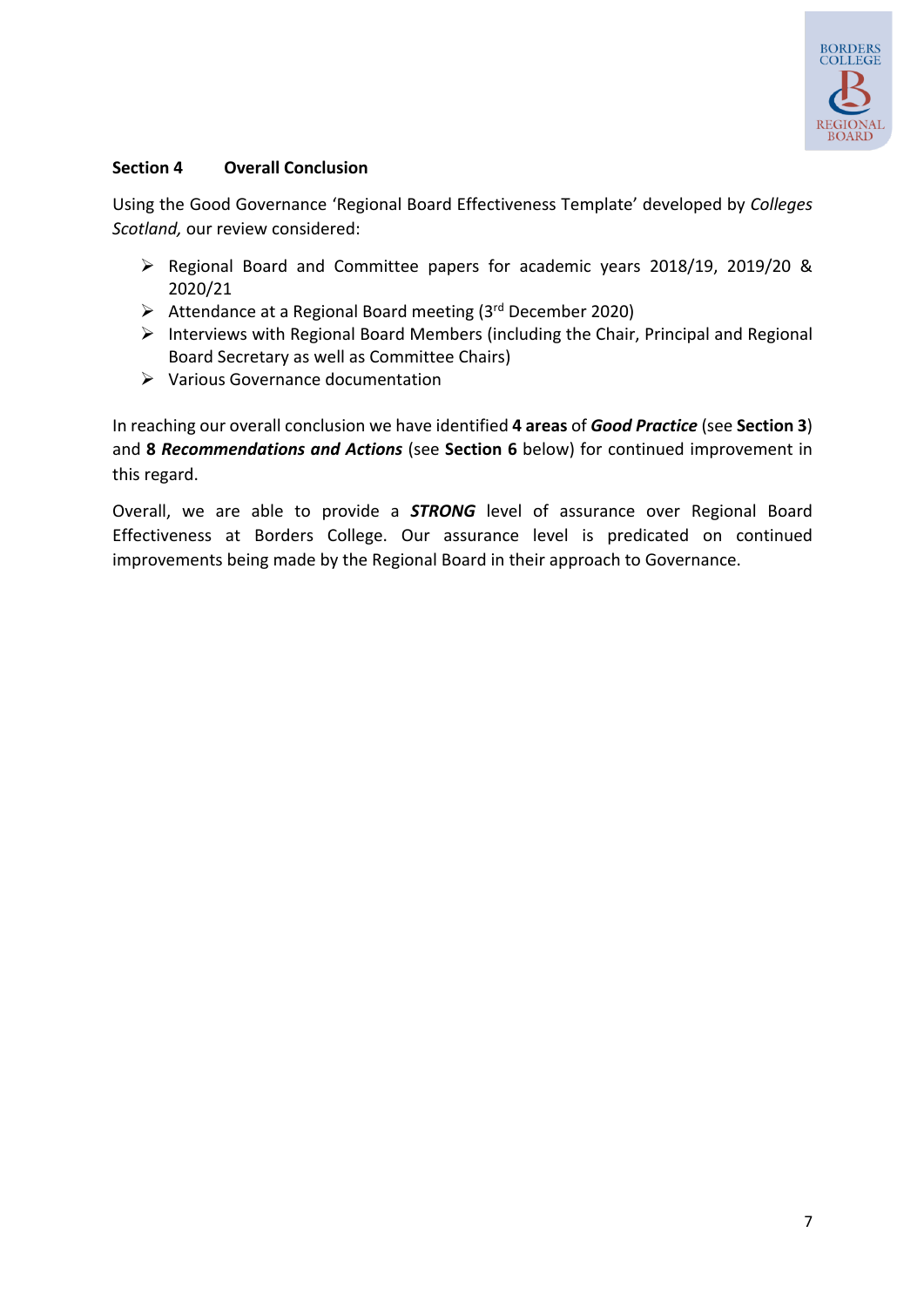## Section 4 Overall Conclusion

Using the Good Governance 'Regional Board Effectiveness Template' developed by *Colleges Scotland,* our review considered:

- Regional Board and Committee papers for academic years 2018/19, 2019/20 & 2020/21
- Attendance at a Regional Board meeting (3rd December 2020)
- Interviews with Regional Board Members (including the Chair, Principal and Regional Board Secretary as well as Committee Chairs)
- Various Governance documentation

In reaching our overall conclusion we have identified **4 areas** of ***Good Practice*** (see **Section 3**) and **8** ***Recommendations and Actions*** (see **Section 6** below) for continued improvement in this regard.

Overall, we are able to provide a ***STRONG*** level of assurance over Regional Board Effectiveness at Borders College. Our assurance level is predicated on continued improvements being made by the Regional Board in their approach to Governance.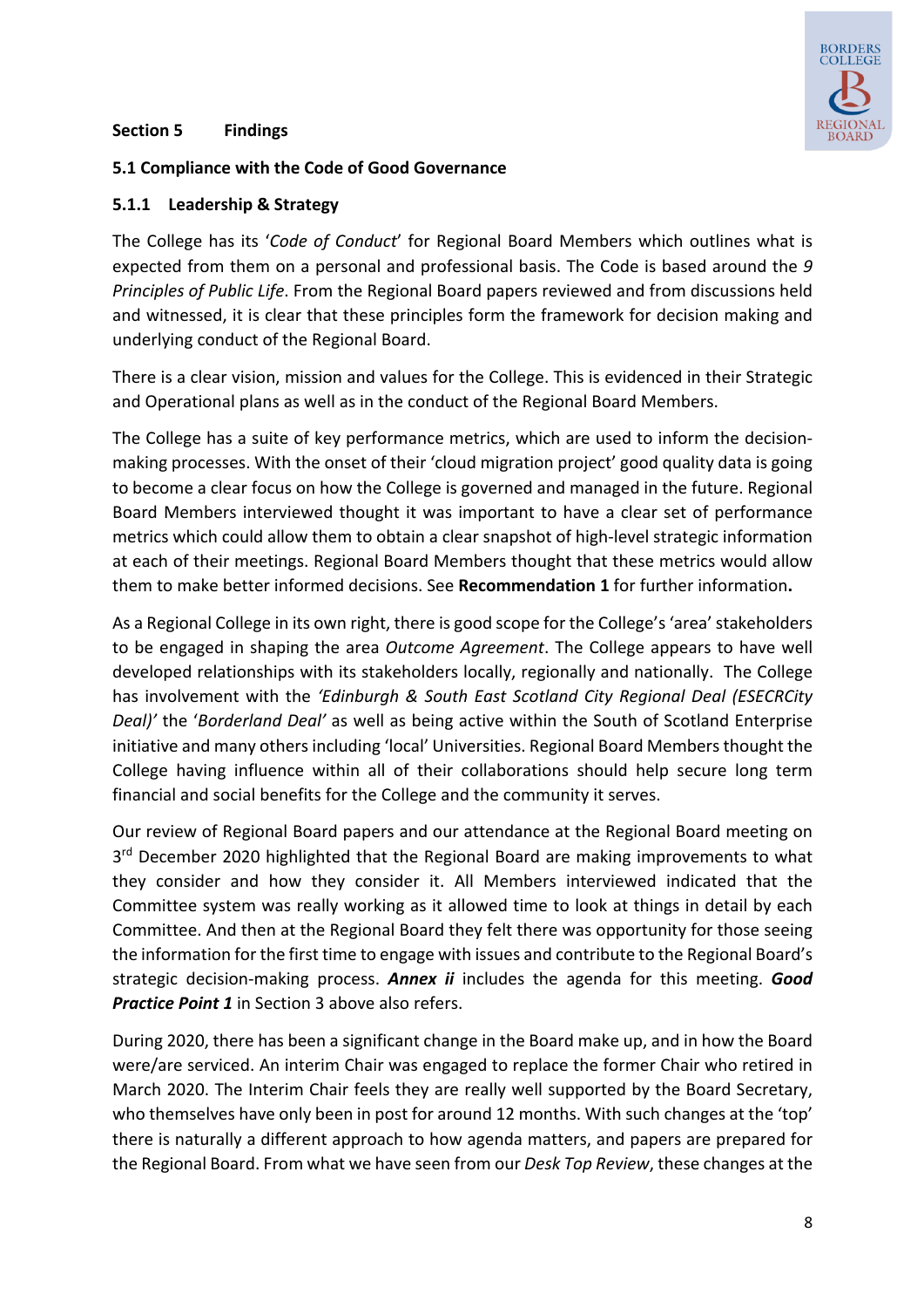## Section 5 Findings

### 5.1 Compliance with the Code of Good Governance

#### 5.1.1 Leadership & Strategy

The College has its '*Code of Conduct*' for Regional Board Members which outlines what is expected from them on a personal and professional basis. The Code is based around the *9 Principles of Public Life*. From the Regional Board papers reviewed and from discussions held and witnessed, it is clear that these principles form the framework for decision making and underlying conduct of the Regional Board.

There is a clear vision, mission and values for the College. This is evidenced in their Strategic and Operational plans as well as in the conduct of the Regional Board Members.

The College has a suite of key performance metrics, which are used to inform the decision-making processes. With the onset of their 'cloud migration project' good quality data is going to become a clear focus on how the College is governed and managed in the future. Regional Board Members interviewed thought it was important to have a clear set of performance metrics which could allow them to obtain a clear snapshot of high-level strategic information at each of their meetings. Regional Board Members thought that these metrics would allow them to make better informed decisions. See **Recommendation 1** for further information**.**

As a Regional College in its own right, there is good scope for the College's 'area' stakeholders to be engaged in shaping the area *Outcome Agreement*. The College appears to have well developed relationships with its stakeholders locally, regionally and nationally. The College has involvement with the *'Edinburgh & South East Scotland City Regional Deal (ESECRCity Deal)'* the '*Borderland Deal'* as well as being active within the South of Scotland Enterprise initiative and many others including 'local' Universities. Regional Board Members thought the College having influence within all of their collaborations should help secure long term financial and social benefits for the College and the community it serves.

Our review of Regional Board papers and our attendance at the Regional Board meeting on 3rd December 2020 highlighted that the Regional Board are making improvements to what they consider and how they consider it. All Members interviewed indicated that the Committee system was really working as it allowed time to look at things in detail by each Committee. And then at the Regional Board they felt there was opportunity for those seeing the information for the first time to engage with issues and contribute to the Regional Board's strategic decision-making process. ***Annex ii*** includes the agenda for this meeting. ***Good Practice Point 1*** in Section 3 above also refers.

During 2020, there has been a significant change in the Board make up, and in how the Board were/are serviced. An interim Chair was engaged to replace the former Chair who retired in March 2020. The Interim Chair feels they are really well supported by the Board Secretary, who themselves have only been in post for around 12 months. With such changes at the 'top' there is naturally a different approach to how agenda matters, and papers are prepared for the Regional Board. From what we have seen from our *Desk Top Review*, these changes at the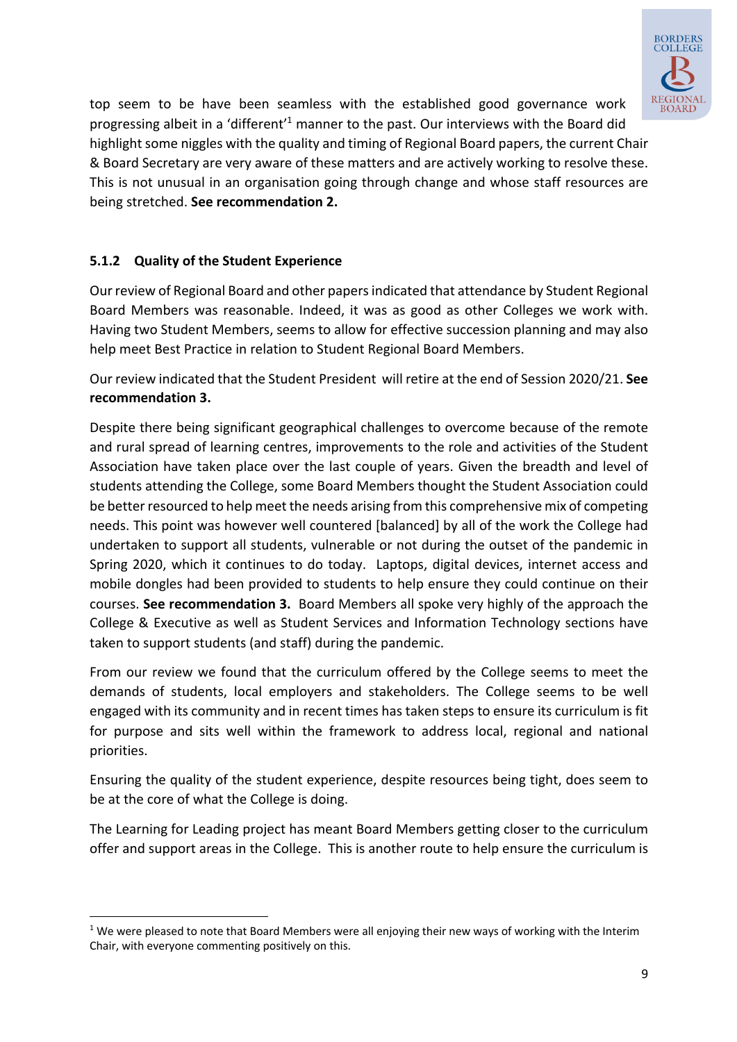top seem to be have been seamless with the established good governance work progressing albeit in a 'different'[1] manner to the past. Our interviews with the Board did highlight some niggles with the quality and timing of Regional Board papers, the current Chair & Board Secretary are very aware of these matters and are actively working to resolve these. This is not unusual in an organisation going through change and whose staff resources are being stretched. **See recommendation 2.**

### 5.1.2 Quality of the Student Experience

Our review of Regional Board and other papers indicated that attendance by Student Regional Board Members was reasonable. Indeed, it was as good as other Colleges we work with. Having two Student Members, seems to allow for effective succession planning and may also help meet Best Practice in relation to Student Regional Board Members.

Our review indicated that the Student President will retire at the end of Session 2020/21. **See recommendation 3.**

Despite there being significant geographical challenges to overcome because of the remote and rural spread of learning centres, improvements to the role and activities of the Student Association have taken place over the last couple of years. Given the breadth and level of students attending the College, some Board Members thought the Student Association could be better resourced to help meet the needs arising from this comprehensive mix of competing needs. This point was however well countered [balanced] by all of the work the College had undertaken to support all students, vulnerable or not during the outset of the pandemic in Spring 2020, which it continues to do today. Laptops, digital devices, internet access and mobile dongles had been provided to students to help ensure they could continue on their courses. **See recommendation 3.** Board Members all spoke very highly of the approach the College & Executive as well as Student Services and Information Technology sections have taken to support students (and staff) during the pandemic.

From our review we found that the curriculum offered by the College seems to meet the demands of students, local employers and stakeholders. The College seems to be well engaged with its community and in recent times has taken steps to ensure its curriculum is fit for purpose and sits well within the framework to address local, regional and national priorities.

Ensuring the quality of the student experience, despite resources being tight, does seem to be at the core of what the College is doing.

The Learning for Leading project has meant Board Members getting closer to the curriculum offer and support areas in the College. This is another route to help ensure the curriculum is

[1] We were pleased to note that Board Members were all enjoying their new ways of working with the Interim Chair, with everyone commenting positively on this.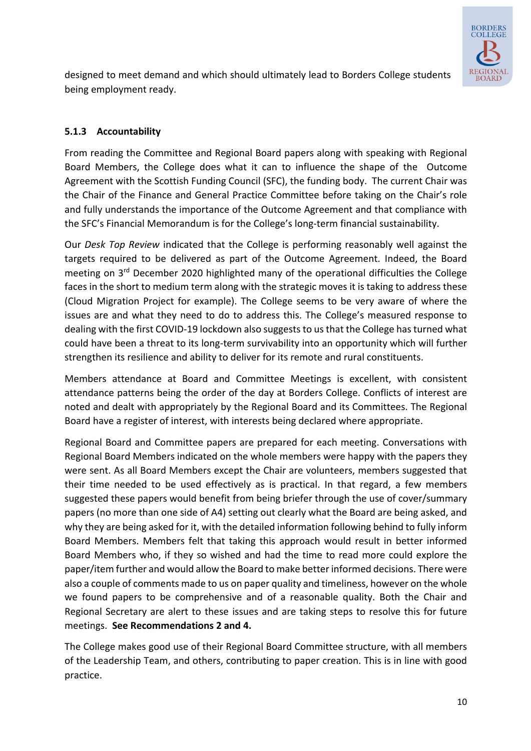designed to meet demand and which should ultimately lead to Borders College students being employment ready.

### 5.1.3 Accountability

From reading the Committee and Regional Board papers along with speaking with Regional Board Members, the College does what it can to influence the shape of the Outcome Agreement with the Scottish Funding Council (SFC), the funding body. The current Chair was the Chair of the Finance and General Practice Committee before taking on the Chair's role and fully understands the importance of the Outcome Agreement and that compliance with the SFC's Financial Memorandum is for the College's long-term financial sustainability.

Our *Desk Top Review* indicated that the College is performing reasonably well against the targets required to be delivered as part of the Outcome Agreement. Indeed, the Board meeting on 3rd December 2020 highlighted many of the operational difficulties the College faces in the short to medium term along with the strategic moves it is taking to address these (Cloud Migration Project for example). The College seems to be very aware of where the issues are and what they need to do to address this. The College's measured response to dealing with the first COVID-19 lockdown also suggests to us that the College has turned what could have been a threat to its long-term survivability into an opportunity which will further strengthen its resilience and ability to deliver for its remote and rural constituents.

Members attendance at Board and Committee Meetings is excellent, with consistent attendance patterns being the order of the day at Borders College. Conflicts of interest are noted and dealt with appropriately by the Regional Board and its Committees. The Regional Board have a register of interest, with interests being declared where appropriate.

Regional Board and Committee papers are prepared for each meeting. Conversations with Regional Board Members indicated on the whole members were happy with the papers they were sent. As all Board Members except the Chair are volunteers, members suggested that their time needed to be used effectively as is practical. In that regard, a few members suggested these papers would benefit from being briefer through the use of cover/summary papers (no more than one side of A4) setting out clearly what the Board are being asked, and why they are being asked for it, with the detailed information following behind to fully inform Board Members. Members felt that taking this approach would result in better informed Board Members who, if they so wished and had the time to read more could explore the paper/item further and would allow the Board to make better informed decisions. There were also a couple of comments made to us on paper quality and timeliness, however on the whole we found papers to be comprehensive and of a reasonable quality. Both the Chair and Regional Secretary are alert to these issues and are taking steps to resolve this for future meetings. **See Recommendations 2 and 4.**

The College makes good use of their Regional Board Committee structure, with all members of the Leadership Team, and others, contributing to paper creation. This is in line with good practice.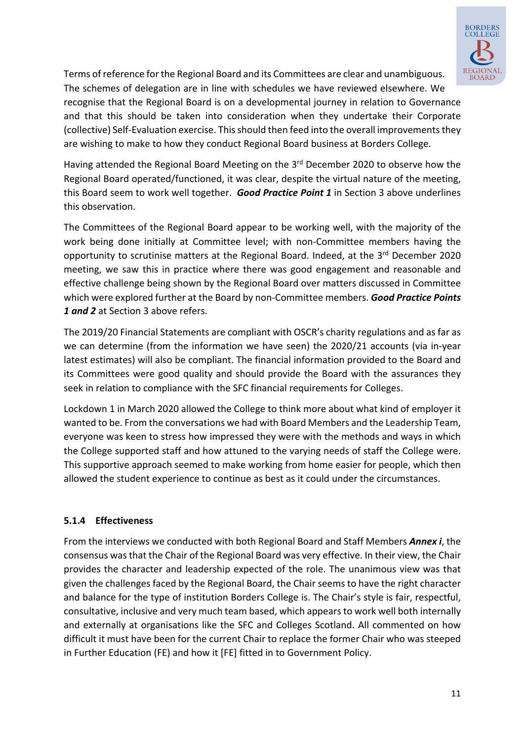Terms of reference for the Regional Board and its Committees are clear and unambiguous. The schemes of delegation are in line with schedules we have reviewed elsewhere. We recognise that the Regional Board is on a developmental journey in relation to Governance and that this should be taken into consideration when they undertake their Corporate (collective) Self-Evaluation exercise. This should then feed into the overall improvements they are wishing to make to how they conduct Regional Board business at Borders College.

Having attended the Regional Board Meeting on the 3rd December 2020 to observe how the Regional Board operated/functioned, it was clear, despite the virtual nature of the meeting, this Board seem to work well together. ***Good Practice Point 1*** in Section 3 above underlines this observation.

The Committees of the Regional Board appear to be working well, with the majority of the work being done initially at Committee level; with non-Committee members having the opportunity to scrutinise matters at the Regional Board. Indeed, at the 3rd December 2020 meeting, we saw this in practice where there was good engagement and reasonable and effective challenge being shown by the Regional Board over matters discussed in Committee which were explored further at the Board by non-Committee members. ***Good Practice Points 1 and 2*** at Section 3 above refers.

The 2019/20 Financial Statements are compliant with OSCR's charity regulations and as far as we can determine (from the information we have seen) the 2020/21 accounts (via in-year latest estimates) will also be compliant. The financial information provided to the Board and its Committees were good quality and should provide the Board with the assurances they seek in relation to compliance with the SFC financial requirements for Colleges.

Lockdown 1 in March 2020 allowed the College to think more about what kind of employer it wanted to be. From the conversations we had with Board Members and the Leadership Team, everyone was keen to stress how impressed they were with the methods and ways in which the College supported staff and how attuned to the varying needs of staff the College were. This supportive approach seemed to make working from home easier for people, which then allowed the student experience to continue as best as it could under the circumstances.

### 5.1.4 Effectiveness

From the interviews we conducted with both Regional Board and Staff Members ***Annex i***, the consensus was that the Chair of the Regional Board was very effective. In their view, the Chair provides the character and leadership expected of the role. The unanimous view was that given the challenges faced by the Regional Board, the Chair seems to have the right character and balance for the type of institution Borders College is. The Chair's style is fair, respectful, consultative, inclusive and very much team based, which appears to work well both internally and externally at organisations like the SFC and Colleges Scotland. All commented on how difficult it must have been for the current Chair to replace the former Chair who was steeped in Further Education (FE) and how it [FE] fitted in to Government Policy.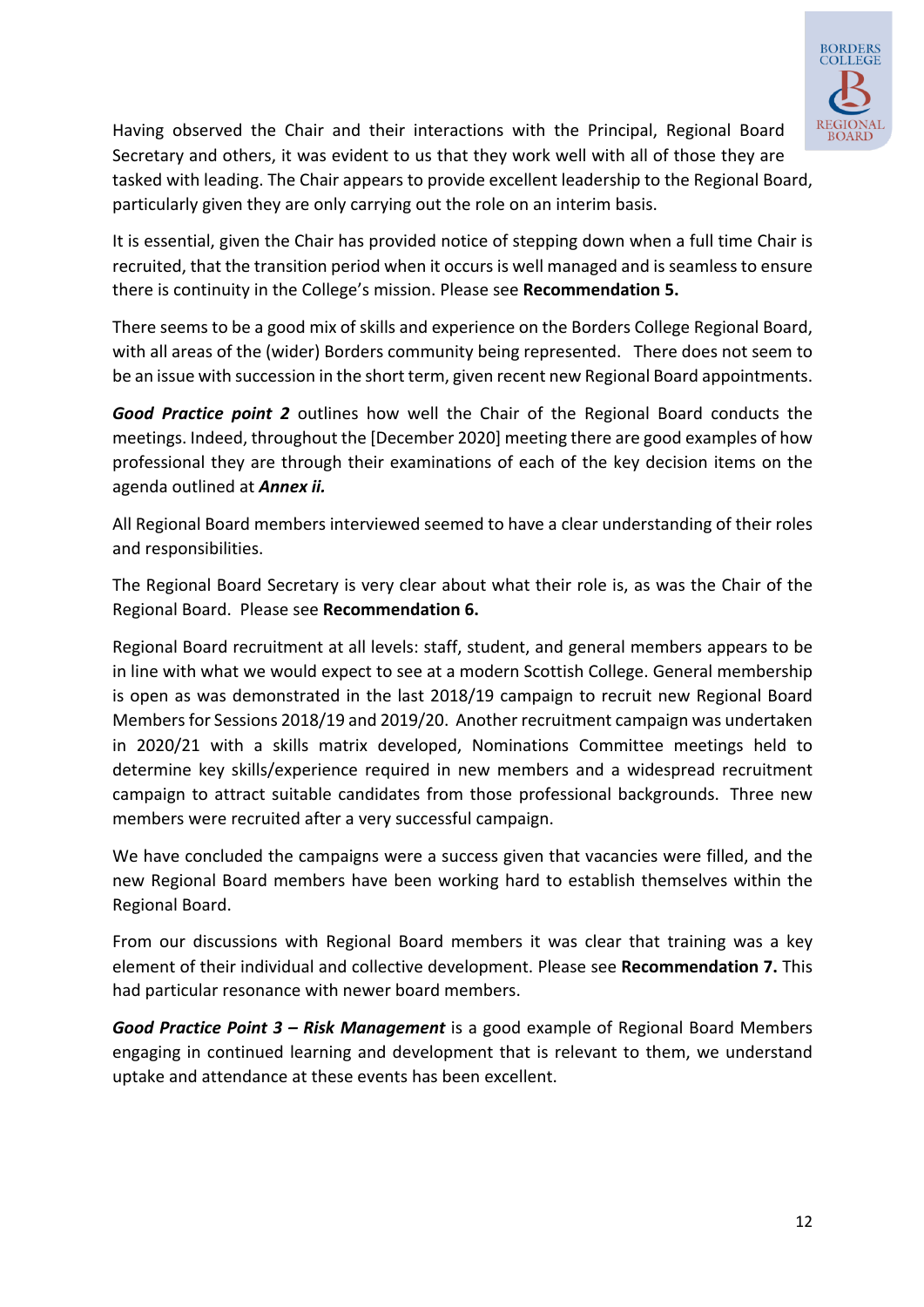Having observed the Chair and their interactions with the Principal, Regional Board Secretary and others, it was evident to us that they work well with all of those they are tasked with leading. The Chair appears to provide excellent leadership to the Regional Board, particularly given they are only carrying out the role on an interim basis.

It is essential, given the Chair has provided notice of stepping down when a full time Chair is recruited, that the transition period when it occurs is well managed and is seamless to ensure there is continuity in the College's mission. Please see **Recommendation 5.**

There seems to be a good mix of skills and experience on the Borders College Regional Board, with all areas of the (wider) Borders community being represented. There does not seem to be an issue with succession in the short term, given recent new Regional Board appointments.

***Good Practice point 2*** outlines how well the Chair of the Regional Board conducts the meetings. Indeed, throughout the [December 2020] meeting there are good examples of how professional they are through their examinations of each of the key decision items on the agenda outlined at ***Annex ii.***

All Regional Board members interviewed seemed to have a clear understanding of their roles and responsibilities.

The Regional Board Secretary is very clear about what their role is, as was the Chair of the Regional Board. Please see **Recommendation 6.**

Regional Board recruitment at all levels: staff, student, and general members appears to be in line with what we would expect to see at a modern Scottish College. General membership is open as was demonstrated in the last 2018/19 campaign to recruit new Regional Board Members for Sessions 2018/19 and 2019/20. Another recruitment campaign was undertaken in 2020/21 with a skills matrix developed, Nominations Committee meetings held to determine key skills/experience required in new members and a widespread recruitment campaign to attract suitable candidates from those professional backgrounds. Three new members were recruited after a very successful campaign.

We have concluded the campaigns were a success given that vacancies were filled, and the new Regional Board members have been working hard to establish themselves within the Regional Board.

From our discussions with Regional Board members it was clear that training was a key element of their individual and collective development. Please see **Recommendation 7.** This had particular resonance with newer board members.

***Good Practice Point 3 – Risk Management*** is a good example of Regional Board Members engaging in continued learning and development that is relevant to them, we understand uptake and attendance at these events has been excellent.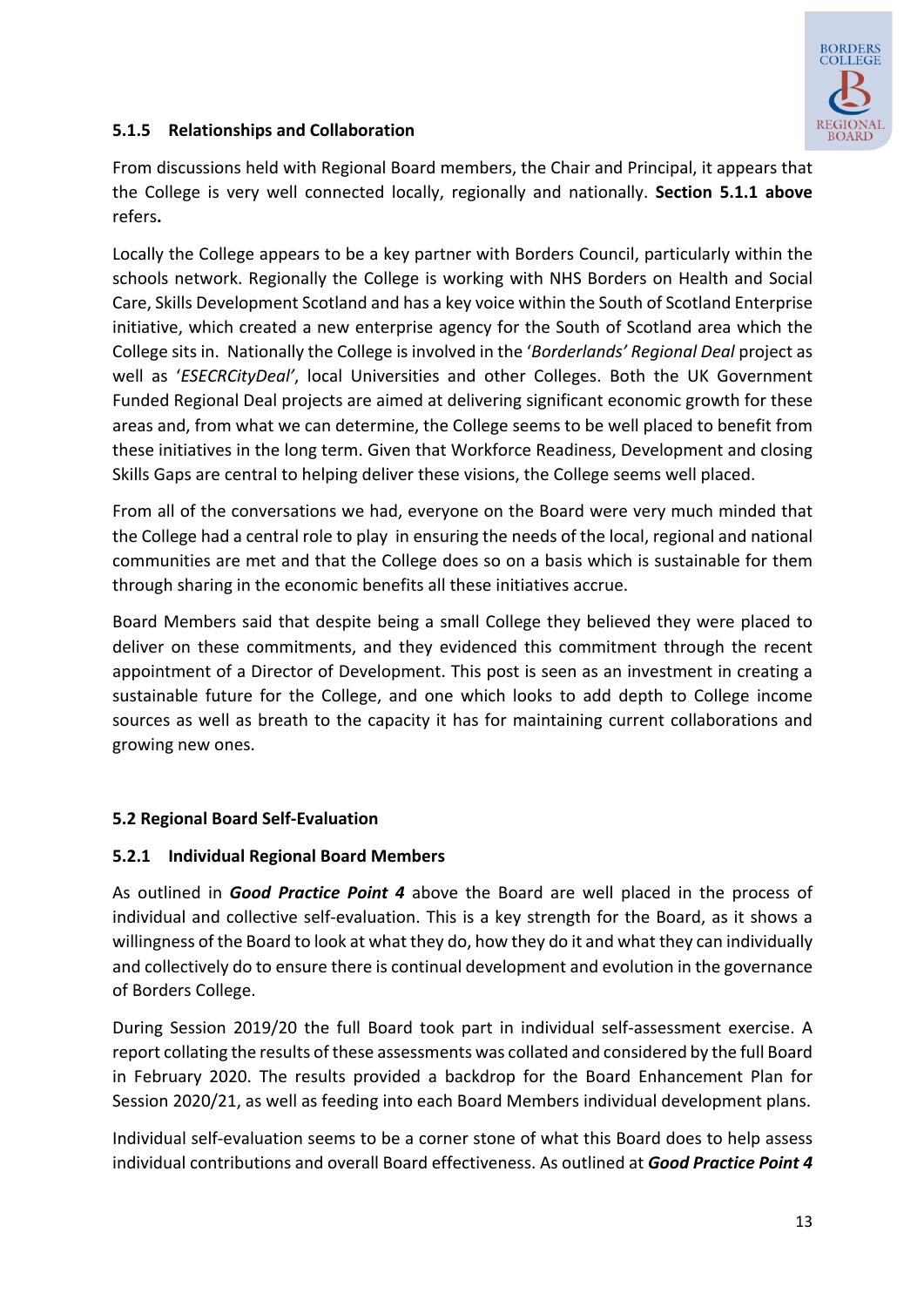#### 5.1.5 Relationships and Collaboration

From discussions held with Regional Board members, the Chair and Principal, it appears that the College is very well connected locally, regionally and nationally. **Section 5.1.1 above** refers**.**

Locally the College appears to be a key partner with Borders Council, particularly within the schools network. Regionally the College is working with NHS Borders on Health and Social Care, Skills Development Scotland and has a key voice within the South of Scotland Enterprise initiative, which created a new enterprise agency for the South of Scotland area which the College sits in. Nationally the College is involved in the '*Borderlands' Regional Deal* project as well as '*ESECRCityDeal*', local Universities and other Colleges. Both the UK Government Funded Regional Deal projects are aimed at delivering significant economic growth for these areas and, from what we can determine, the College seems to be well placed to benefit from these initiatives in the long term. Given that Workforce Readiness, Development and closing Skills Gaps are central to helping deliver these visions, the College seems well placed.

From all of the conversations we had, everyone on the Board were very much minded that the College had a central role to play in ensuring the needs of the local, regional and national communities are met and that the College does so on a basis which is sustainable for them through sharing in the economic benefits all these initiatives accrue.

Board Members said that despite being a small College they believed they were placed to deliver on these commitments, and they evidenced this commitment through the recent appointment of a Director of Development. This post is seen as an investment in creating a sustainable future for the College, and one which looks to add depth to College income sources as well as breath to the capacity it has for maintaining current collaborations and growing new ones.

### 5.2 Regional Board Self-Evaluation

#### 5.2.1 Individual Regional Board Members

As outlined in ***Good Practice Point 4*** above the Board are well placed in the process of individual and collective self-evaluation. This is a key strength for the Board, as it shows a willingness of the Board to look at what they do, how they do it and what they can individually and collectively do to ensure there is continual development and evolution in the governance of Borders College.

During Session 2019/20 the full Board took part in individual self-assessment exercise. A report collating the results of these assessments was collated and considered by the full Board in February 2020. The results provided a backdrop for the Board Enhancement Plan for Session 2020/21, as well as feeding into each Board Members individual development plans.

Individual self-evaluation seems to be a corner stone of what this Board does to help assess individual contributions and overall Board effectiveness. As outlined at ***Good Practice Point 4***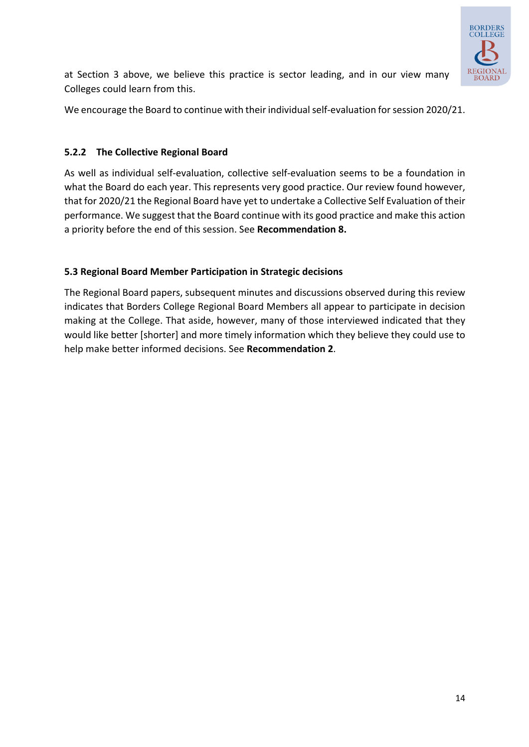at Section 3 above, we believe this practice is sector leading, and in our view many Colleges could learn from this.

We encourage the Board to continue with their individual self-evaluation for session 2020/21.

### 5.2.2 The Collective Regional Board

As well as individual self-evaluation, collective self-evaluation seems to be a foundation in what the Board do each year. This represents very good practice. Our review found however, that for 2020/21 the Regional Board have yet to undertake a Collective Self Evaluation of their performance. We suggest that the Board continue with its good practice and make this action a priority before the end of this session. See **Recommendation 8.**

### 5.3 Regional Board Member Participation in Strategic decisions

The Regional Board papers, subsequent minutes and discussions observed during this review indicates that Borders College Regional Board Members all appear to participate in decision making at the College. That aside, however, many of those interviewed indicated that they would like better [shorter] and more timely information which they believe they could use to help make better informed decisions. See **Recommendation 2**.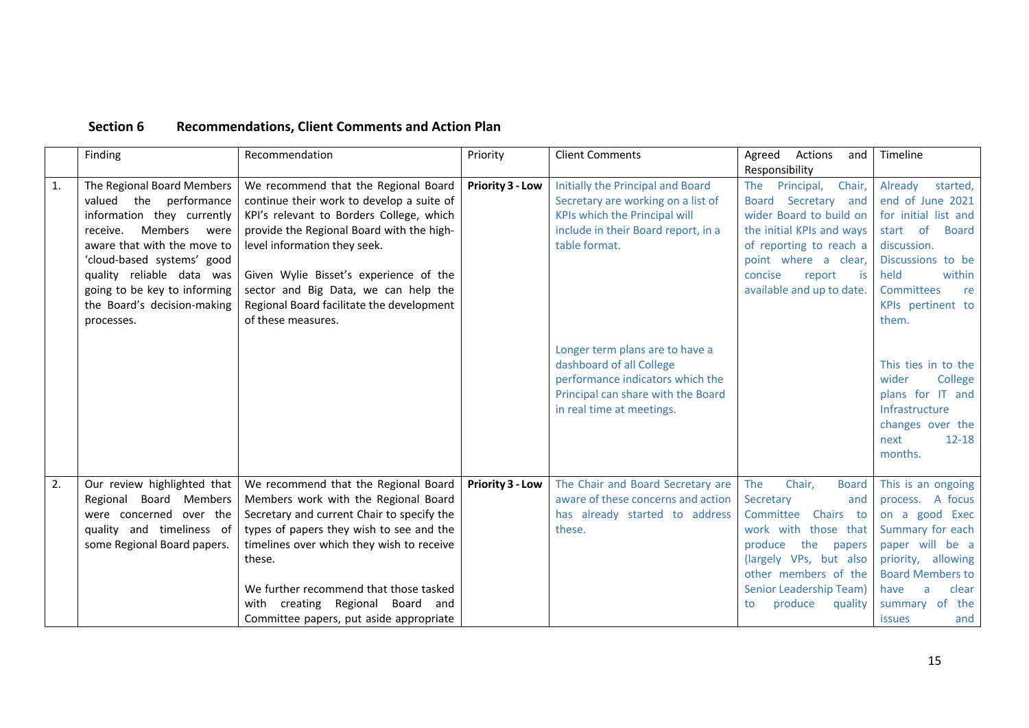## Section 6 Recommendations, Client Comments and Action Plan

| | Finding | Recommendation | Priority | Client Comments | Agreed Actions and Responsibility | Timeline |
|---|---|---|---|---|---|---|
| 1. | The Regional Board Members valued the performance information they currently receive. Members were aware that with the move to 'cloud-based systems' good quality reliable data was going to be key to informing the Board's decision-making processes. | We recommend that the Regional Board continue their work to develop a suite of KPI's relevant to Borders College, which provide the Regional Board with the high-level information they seek.<br><br>Given Wylie Bisset's experience of the sector and Big Data, we can help the Regional Board facilitate the development of these measures. | **Priority 3 - Low** | Initially the Principal and Board Secretary are working on a list of KPIs which the Principal will include in their Board report, in a table format.<br><br>Longer term plans are to have a dashboard of all College performance indicators which the Principal can share with the Board in real time at meetings. | The Principal, Chair, Board Secretary and wider Board to build on the initial KPIs and ways of reporting to reach a point where a clear, concise report is available and up to date. | Already started, end of June 2021 for initial list and start of Board discussion. Discussions to be held within Committees re KPIs pertinent to them.<br><br>This ties in to the wider College plans for IT and Infrastructure changes over the next 12-18 months. |
| 2. | Our review highlighted that Regional Board Members were concerned over the quality and timeliness of some Regional Board papers. | We recommend that the Regional Board Members work with the Regional Board Secretary and current Chair to specify the types of papers they wish to see and the timelines over which they wish to receive these.<br><br>We further recommend that those tasked with creating Regional Board and Committee papers, put aside appropriate | **Priority 3 - Low** | The Chair and Board Secretary are aware of these concerns and action has already started to address these. | The Chair, Board Secretary and Committee Chairs to work with those that produce the papers (largely VPs, but also other members of the Senior Leadership Team) to produce quality | This is an ongoing process. A focus on a good Exec Summary for each paper will be a priority, allowing Board Members to have a clear summary of the issues and |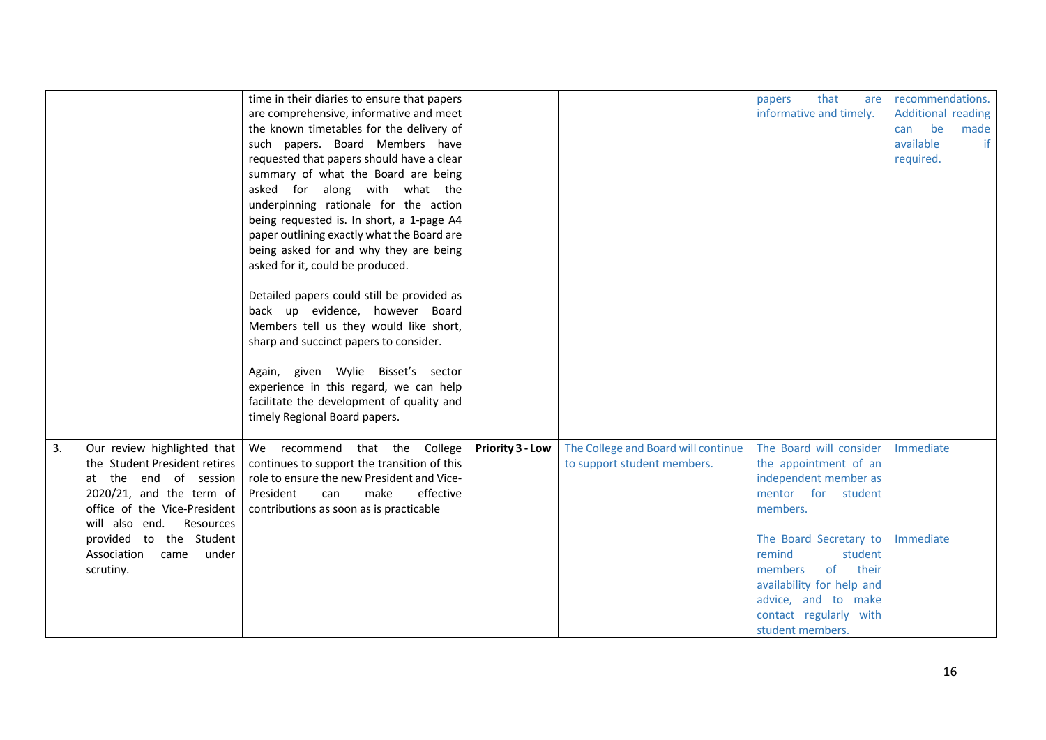| | | | | | | |
|---|---|---|---|---|---|---|
| | | time in their diaries to ensure that papers are comprehensive, informative and meet the known timetables for the delivery of such papers. Board Members have requested that papers should have a clear summary of what the Board are being asked for along with what the underpinning rationale for the action being requested is. In short, a 1-page A4 paper outlining exactly what the Board are being asked for and why they are being asked for it, could be produced.<br><br>Detailed papers could still be provided as back up evidence, however Board Members tell us they would like short, sharp and succinct papers to consider.<br><br>Again, given Wylie Bisset's sector experience in this regard, we can help facilitate the development of quality and timely Regional Board papers. | | | papers that are informative and timely. | recommendations. Additional reading can be made available if required. |
| 3. | Our review highlighted that the Student President retires at the end of session 2020/21, and the term of office of the Vice-President will also end. Resources provided to the Student Association came under scrutiny. | We recommend that the College continues to support the transition of this role to ensure the new President and Vice-President can make effective contributions as soon as is practicable | **Priority 3 - Low** | The College and Board will continue to support student members. | The Board will consider the appointment of an independent member as mentor for student members.<br><br>The Board Secretary to remind student members of their availability for help and advice, and to make contact regularly with student members. | Immediate<br><br>Immediate |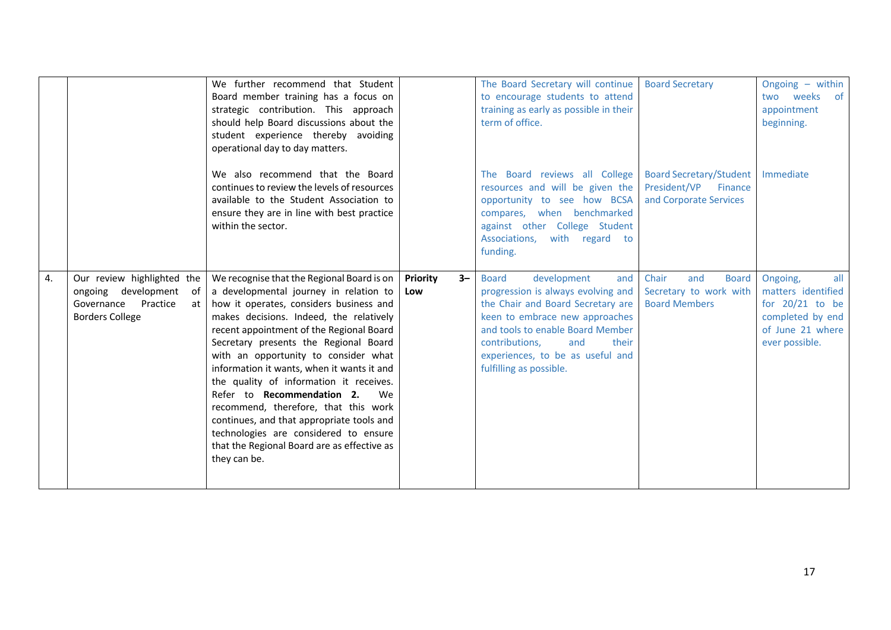| | | | | | | |
|---|---|---|---|---|---|---|
| | | We further recommend that Student Board member training has a focus on strategic contribution. This approach should help Board discussions about the student experience thereby avoiding operational day to day matters.<br><br>We also recommend that the Board continues to review the levels of resources available to the Student Association to ensure they are in line with best practice within the sector. | | The Board Secretary will continue to encourage students to attend training as early as possible in their term of office.<br><br>The Board reviews all College resources and will be given the opportunity to see how BCSA compares, when benchmarked against other College Student Associations, with regard to funding. | Board Secretary<br><br>Board Secretary/Student President/VP Finance and Corporate Services | Ongoing – within two weeks of appointment beginning.<br><br>Immediate |
| 4. | Our review highlighted the ongoing development of Governance Practice at Borders College | We recognise that the Regional Board is on a developmental journey in relation to how it operates, considers business and makes decisions. Indeed, the relatively recent appointment of the Regional Board Secretary presents the Regional Board with an opportunity to consider what information it wants, when it wants it and the quality of information it receives. Refer to **Recommendation 2.** We recommend, therefore, that this work continues, and that appropriate tools and technologies are considered to ensure that the Regional Board are as effective as they can be. | **Priority 3– Low** | Board development and progression is always evolving and the Chair and Board Secretary are keen to embrace new approaches and tools to enable Board Member contributions, and their experiences, to be as useful and fulfilling as possible. | Chair and Board Secretary to work with Board Members | Ongoing, all matters identified for 20/21 to be completed by end of June 21 where ever possible. |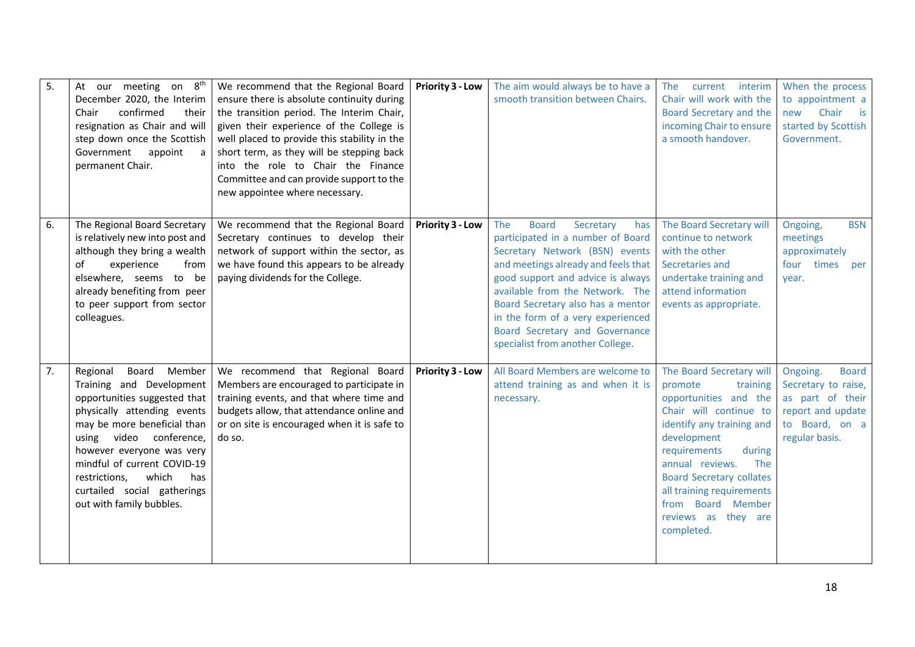| | | | | | | |
|---|---|---|---|---|---|---|
| 5. | At our meeting on 8th December 2020, the Interim Chair confirmed their resignation as Chair and will step down once the Scottish Government appoint a permanent Chair. | We recommend that the Regional Board ensure there is absolute continuity during the transition period. The Interim Chair, given their experience of the College is well placed to provide this stability in the short term, as they will be stepping back into the role to Chair the Finance Committee and can provide support to the new appointee where necessary. | **Priority 3 - Low** | The aim would always be to have a smooth transition between Chairs. | The current interim Chair will work with the Board Secretary and the incoming Chair to ensure a smooth handover. | When the process to appointment a new Chair is started by Scottish Government. |
| 6. | The Regional Board Secretary is relatively new into post and although they bring a wealth of experience from elsewhere, seems to be already benefiting from peer to peer support from sector colleagues. | We recommend that the Regional Board Secretary continues to develop their network of support within the sector, as we have found this appears to be already paying dividends for the College. | **Priority 3 - Low** | The Board Secretary has participated in a number of Board Secretary Network (BSN) events and meetings already and feels that good support and advice is always available from the Network. The Board Secretary also has a mentor in the form of a very experienced Board Secretary and Governance specialist from another College. | The Board Secretary will continue to network with the other Secretaries and undertake training and attend information events as appropriate. | Ongoing, BSN meetings approximately four times per year. |
| 7. | Regional Board Member Training and Development opportunities suggested that physically attending events may be more beneficial than using video conference, however everyone was very mindful of current COVID-19 restrictions, which has curtailed social gatherings out with family bubbles. | We recommend that Regional Board Members are encouraged to participate in training events, and that where time and budgets allow, that attendance online and or on site is encouraged when it is safe to do so. | **Priority 3 - Low** | All Board Members are welcome to attend training as and when it is necessary. | The Board Secretary will promote training opportunities and the Chair will continue to identify any training and development requirements during annual reviews. The Board Secretary collates all training requirements from Board Member reviews as they are completed. | Ongoing. Board Secretary to raise, as part of their report and update to Board, on a regular basis. |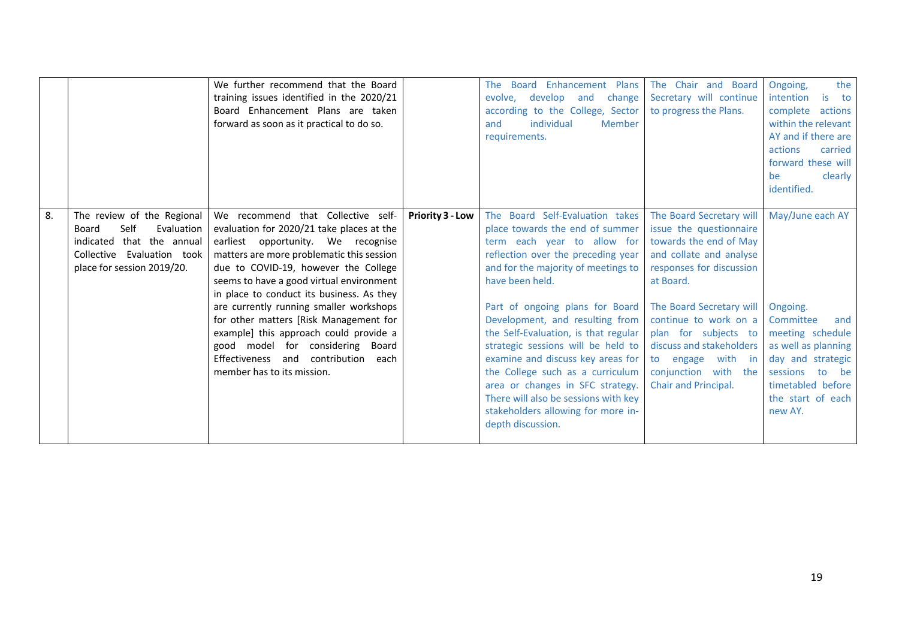|  |  |  |  |  |  |  |
|---|---|---|---|---|---|---|
|  |  | We further recommend that the Board training issues identified in the 2020/21 Board Enhancement Plans are taken forward as soon as it practical to do so. |  | The Board Enhancement Plans evolve, develop and change according to the College, Sector and individual Member requirements. | The Chair and Board Secretary will continue to progress the Plans. | Ongoing, the intention is to complete actions within the relevant AY and if there are actions carried forward these will be clearly identified. |
| 8. | The review of the Regional Board Self Evaluation indicated that the annual Collective Evaluation took place for session 2019/20. | We recommend that Collective self-evaluation for 2020/21 take places at the earliest opportunity. We recognise matters are more problematic this session due to COVID-19, however the College seems to have a good virtual environment in place to conduct its business. As they are currently running smaller workshops for other matters [Risk Management for example] this approach could provide a good model for considering Board Effectiveness and contribution each member has to its mission. | **Priority 3 - Low** | The Board Self-Evaluation takes place towards the end of summer term each year to allow for reflection over the preceding year and for the majority of meetings to have been held.<br><br>Part of ongoing plans for Board Development, and resulting from the Self-Evaluation, is that regular strategic sessions will be held to examine and discuss key areas for the College such as a curriculum area or changes in SFC strategy. There will also be sessions with key stakeholders allowing for more in-depth discussion. | The Board Secretary will issue the questionnaire towards the end of May and collate and analyse responses for discussion at Board.<br><br>The Board Secretary will continue to work on a plan for subjects to discuss and stakeholders to engage with in conjunction with the Chair and Principal. | May/June each AY<br><br>Ongoing. Committee and meeting schedule as well as planning day and strategic sessions to be timetabled before the start of each new AY. |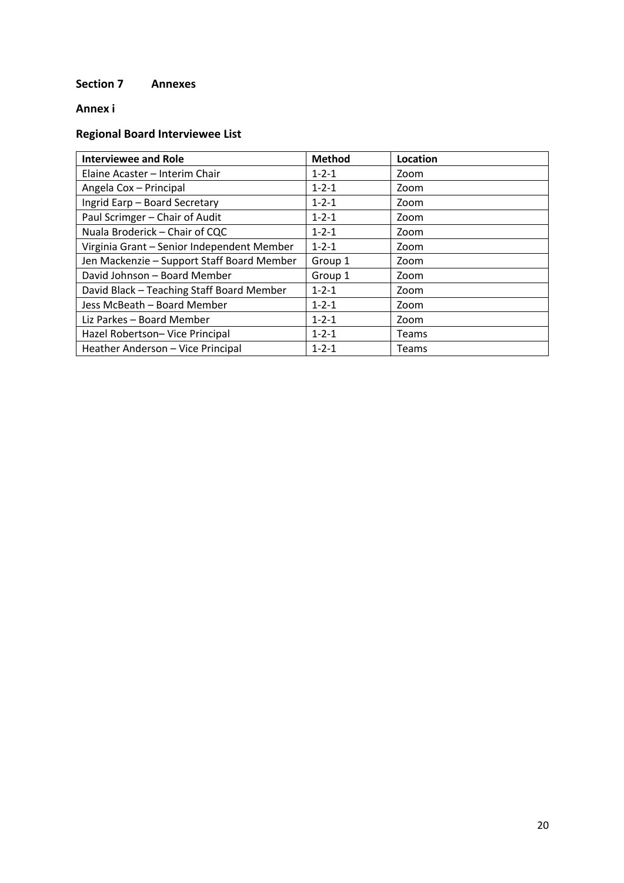## Section 7 Annexes

### Annex i

### Regional Board Interviewee List

| Interviewee and Role | Method | Location |
|---|---|---|
| Elaine Acaster – Interim Chair | 1-2-1 | Zoom |
| Angela Cox – Principal | 1-2-1 | Zoom |
| Ingrid Earp – Board Secretary | 1-2-1 | Zoom |
| Paul Scrimger – Chair of Audit | 1-2-1 | Zoom |
| Nuala Broderick – Chair of CQC | 1-2-1 | Zoom |
| Virginia Grant – Senior Independent Member | 1-2-1 | Zoom |
| Jen Mackenzie – Support Staff Board Member | Group 1 | Zoom |
| David Johnson – Board Member | Group 1 | Zoom |
| David Black – Teaching Staff Board Member | 1-2-1 | Zoom |
| Jess McBeath – Board Member | 1-2-1 | Zoom |
| Liz Parkes – Board Member | 1-2-1 | Zoom |
| Hazel Robertson– Vice Principal | 1-2-1 | Teams |
| Heather Anderson – Vice Principal | 1-2-1 | Teams |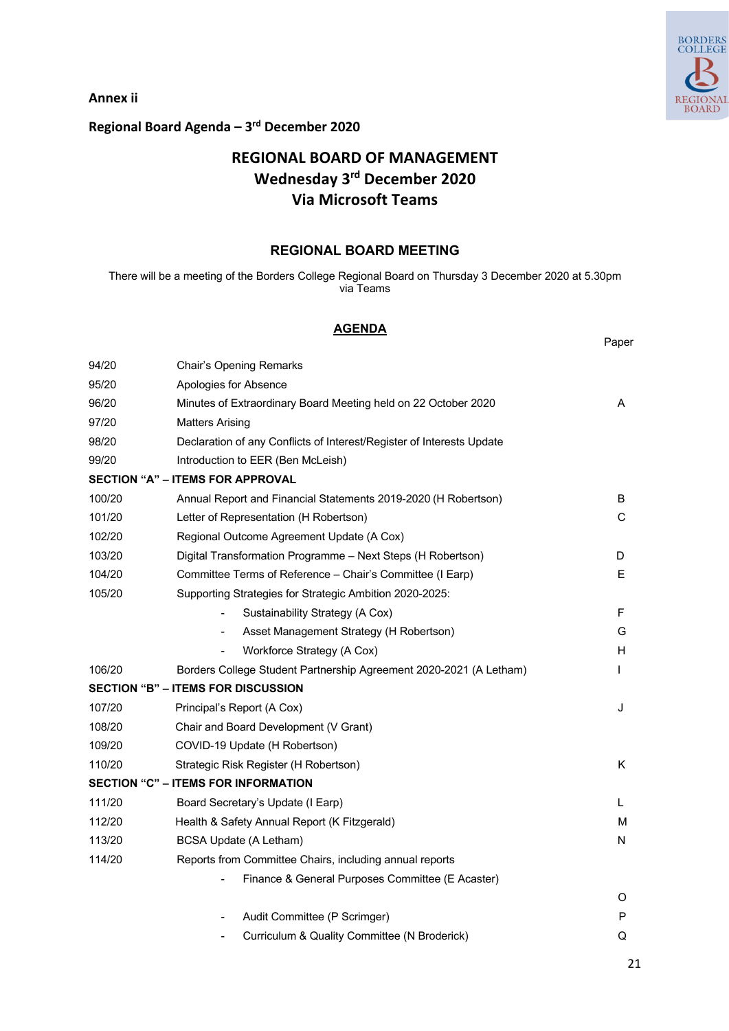**Annex ii**

**Regional Board Agenda – 3rd December 2020**

## REGIONAL BOARD OF MANAGEMENT
## Wednesday 3rd December 2020
## Via Microsoft Teams

### REGIONAL BOARD MEETING

There will be a meeting of the Borders College Regional Board on Thursday 3 December 2020 at 5.30pm via Teams

### AGENDA

| | | Paper |
|---|---|---|
| 94/20 | Chair's Opening Remarks | |
| 95/20 | Apologies for Absence | |
| 96/20 | Minutes of Extraordinary Board Meeting held on 22 October 2020 | A |
| 97/20 | Matters Arising | |
| 98/20 | Declaration of any Conflicts of Interest/Register of Interests Update | |
| 99/20 | Introduction to EER (Ben McLeish) | |
| **SECTION "A" – ITEMS FOR APPROVAL** | | |
| 100/20 | Annual Report and Financial Statements 2019-2020 (H Robertson) | B |
| 101/20 | Letter of Representation (H Robertson) | C |
| 102/20 | Regional Outcome Agreement Update (A Cox) | |
| 103/20 | Digital Transformation Programme – Next Steps (H Robertson) | D |
| 104/20 | Committee Terms of Reference – Chair's Committee (I Earp) | E |
| 105/20 | Supporting Strategies for Strategic Ambition 2020-2025: | |
| | - Sustainability Strategy (A Cox) | F |
| | - Asset Management Strategy (H Robertson) | G |
| | - Workforce Strategy (A Cox) | H |
| 106/20 | Borders College Student Partnership Agreement 2020-2021 (A Letham) | I |
| **SECTION "B" – ITEMS FOR DISCUSSION** | | |
| 107/20 | Principal's Report (A Cox) | J |
| 108/20 | Chair and Board Development (V Grant) | |
| 109/20 | COVID-19 Update (H Robertson) | |
| 110/20 | Strategic Risk Register (H Robertson) | K |
| **SECTION "C" – ITEMS FOR INFORMATION** | | |
| 111/20 | Board Secretary's Update (I Earp) | L |
| 112/20 | Health & Safety Annual Report (K Fitzgerald) | M |
| 113/20 | BCSA Update (A Letham) | N |
| 114/20 | Reports from Committee Chairs, including annual reports | |
| | - Finance & General Purposes Committee (E Acaster) | O |
| | - Audit Committee (P Scrimger) | P |
| | - Curriculum & Quality Committee (N Broderick) | Q |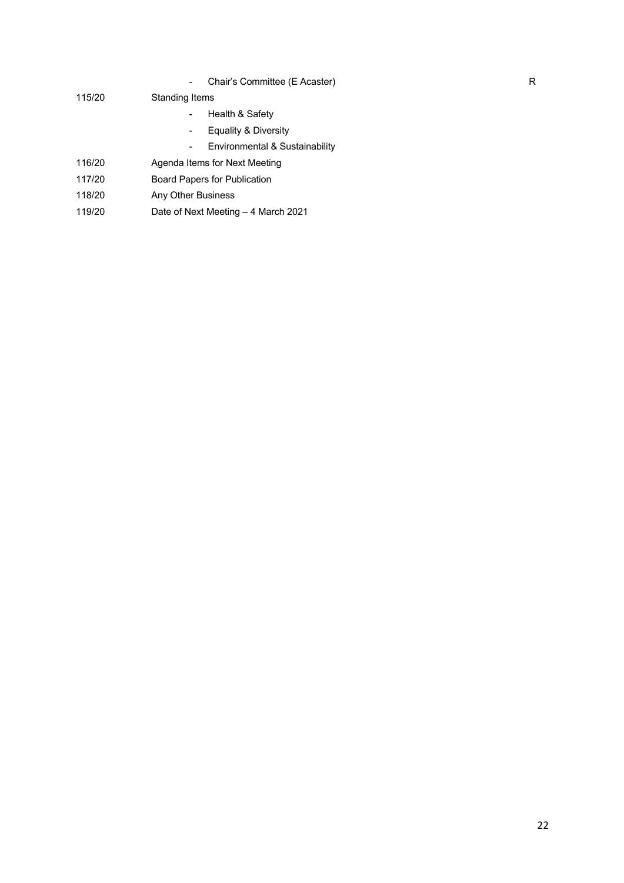| | | |
|---|---|---|
| | - Chair's Committee (E Acaster) | R |
| 115/20 | Standing Items | |
| | - Health & Safety | |
| | - Equality & Diversity | |
| | - Environmental & Sustainability | |
| 116/20 | Agenda Items for Next Meeting | |
| 117/20 | Board Papers for Publication | |
| 118/20 | Any Other Business | |
| 119/20 | Date of Next Meeting – 4 March 2021 | |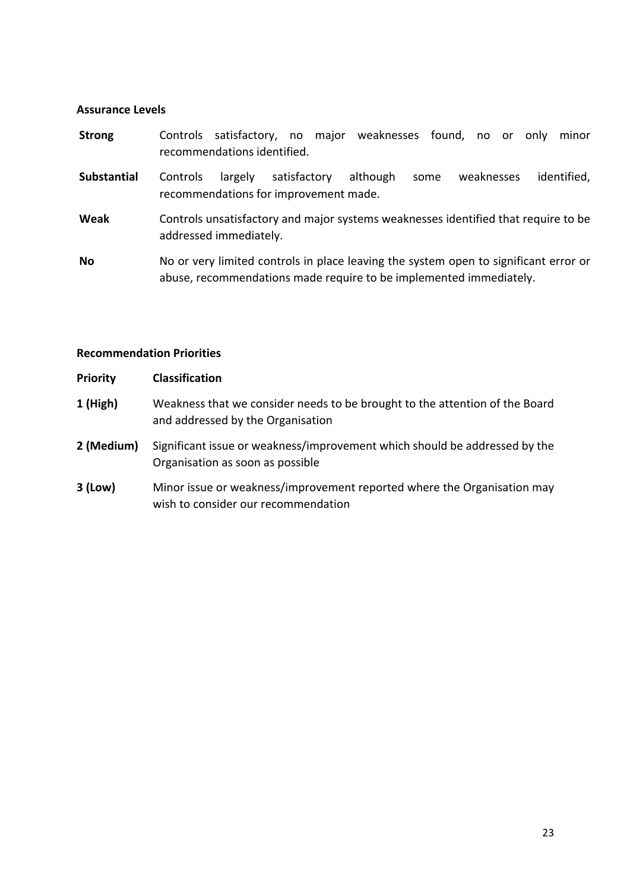**Assurance Levels**

| | |
|---|---|
| **Strong** | Controls satisfactory, no major weaknesses found, no or only minor recommendations identified. |
| **Substantial** | Controls largely satisfactory although some weaknesses identified, recommendations for improvement made. |
| **Weak** | Controls unsatisfactory and major systems weaknesses identified that require to be addressed immediately. |
| **No** | No or very limited controls in place leaving the system open to significant error or abuse, recommendations made require to be implemented immediately. |

**Recommendation Priorities**

| **Priority** | **Classification** |
|---|---|
| **1 (High)** | Weakness that we consider needs to be brought to the attention of the Board and addressed by the Organisation |
| **2 (Medium)** | Significant issue or weakness/improvement which should be addressed by the Organisation as soon as possible |
| **3 (Low)** | Minor issue or weakness/improvement reported where the Organisation may wish to consider our recommendation |